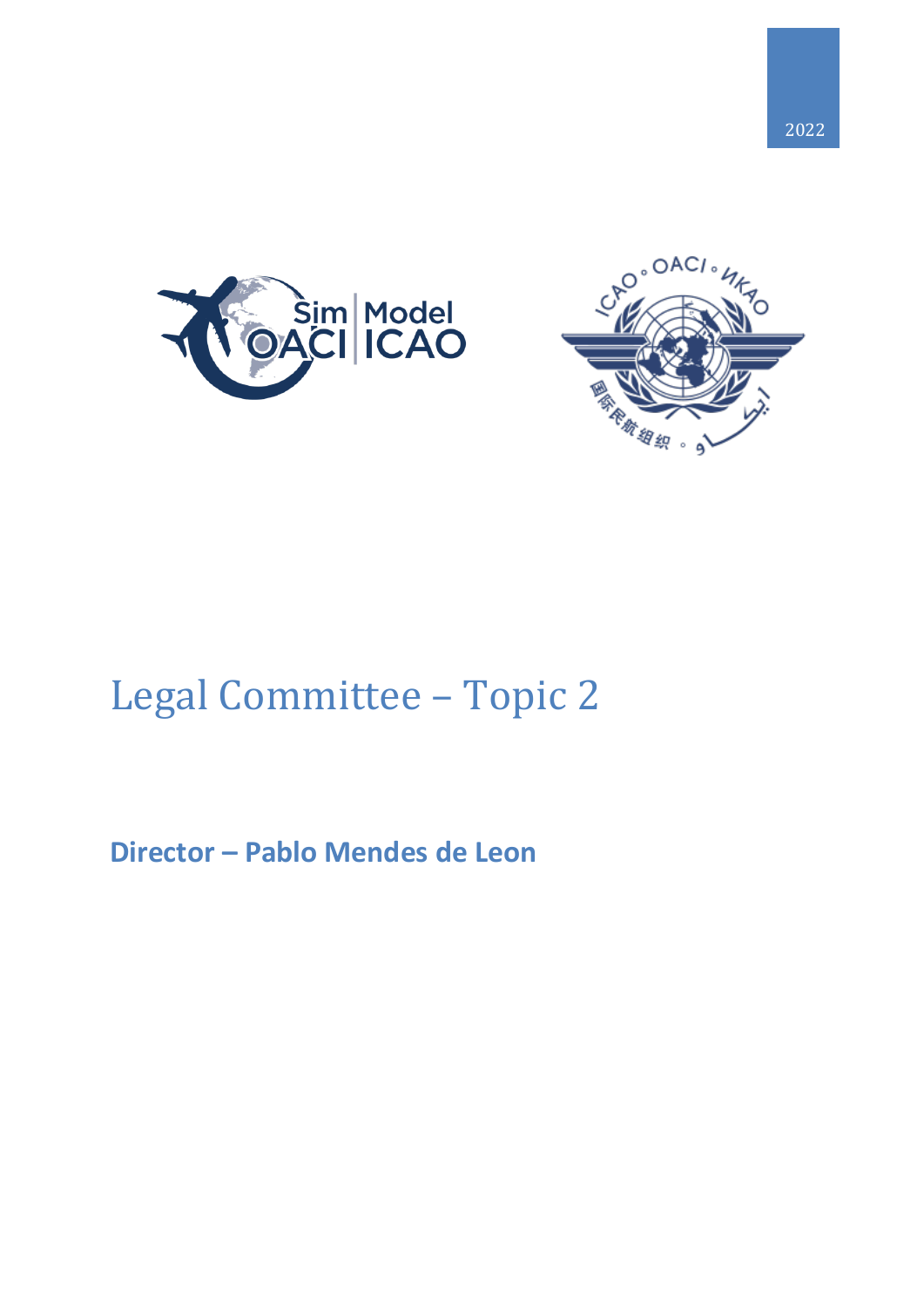2022

# Legal Committee – Topic 2

**Director – Pablo Mendes de Leon**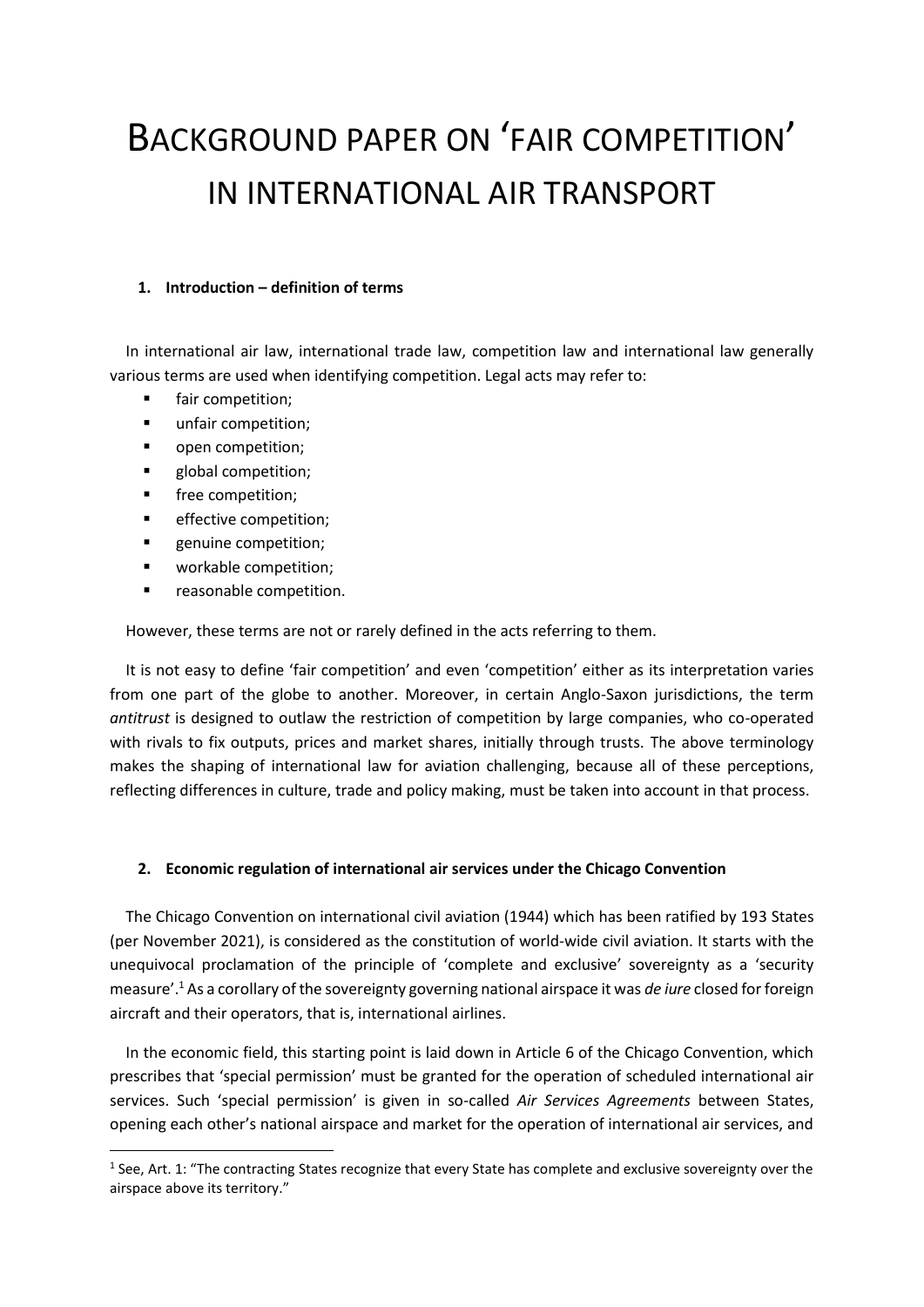# BACKGROUND PAPER ON 'FAIR COMPETITION' IN INTERNATIONAL AIR TRANSPORT

## 1. Introduction – definition of terms

In international air law, international trade law, competition law and international law generally various terms are used when identifying competition. Legal acts may refer to:

- fair competition;
- unfair competition;
- open competition;
- global competition;
- free competition;
- effective competition;
- genuine competition;
- workable competition;
- reasonable competition.

However, these terms are not or rarely defined in the acts referring to them.

It is not easy to define 'fair competition' and even 'competition' either as its interpretation varies from one part of the globe to another. Moreover, in certain Anglo-Saxon jurisdictions, the term *antitrust* is designed to outlaw the restriction of competition by large companies, who co-operated with rivals to fix outputs, prices and market shares, initially through trusts. The above terminology makes the shaping of international law for aviation challenging, because all of these perceptions, reflecting differences in culture, trade and policy making, must be taken into account in that process.

## 2. Economic regulation of international air services under the Chicago Convention

The Chicago Convention on international civil aviation (1944) which has been ratified by 193 States (per November 2021), is considered as the constitution of world-wide civil aviation. It starts with the unequivocal proclamation of the principle of 'complete and exclusive' sovereignty as a 'security measure'.[1] As a corollary of the sovereignty governing national airspace it was *de iure* closed for foreign aircraft and their operators, that is, international airlines.

In the economic field, this starting point is laid down in Article 6 of the Chicago Convention, which prescribes that 'special permission' must be granted for the operation of scheduled international air services. Such 'special permission' is given in so-called *Air Services Agreements* between States, opening each other's national airspace and market for the operation of international air services, and

---

[1] See, Art. 1: "The contracting States recognize that every State has complete and exclusive sovereignty over the airspace above its territory."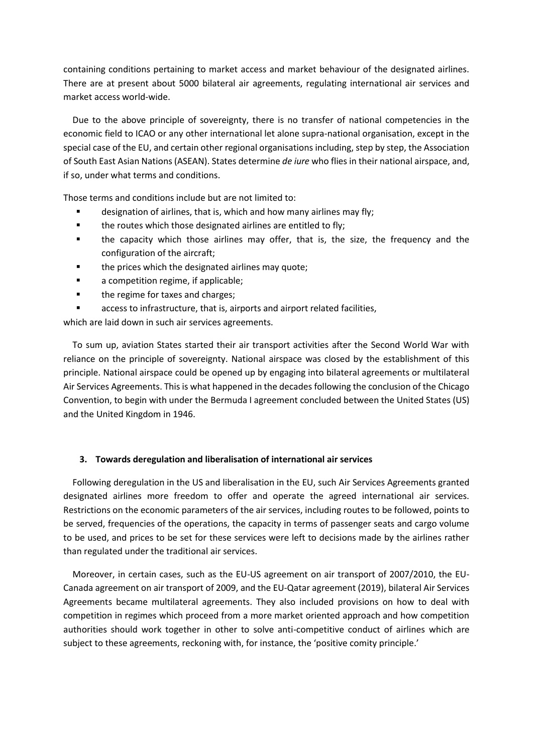containing conditions pertaining to market access and market behaviour of the designated airlines. There are at present about 5000 bilateral air agreements, regulating international air services and market access world-wide.

Due to the above principle of sovereignty, there is no transfer of national competencies in the economic field to ICAO or any other international let alone supra-national organisation, except in the special case of the EU, and certain other regional organisations including, step by step, the Association of South East Asian Nations (ASEAN). States determine *de iure* who flies in their national airspace, and, if so, under what terms and conditions.

Those terms and conditions include but are not limited to:

- designation of airlines, that is, which and how many airlines may fly;
- the routes which those designated airlines are entitled to fly;
- the capacity which those airlines may offer, that is, the size, the frequency and the configuration of the aircraft;
- the prices which the designated airlines may quote;
- a competition regime, if applicable;
- the regime for taxes and charges;
- access to infrastructure, that is, airports and airport related facilities,

which are laid down in such air services agreements.

To sum up, aviation States started their air transport activities after the Second World War with reliance on the principle of sovereignty. National airspace was closed by the establishment of this principle. National airspace could be opened up by engaging into bilateral agreements or multilateral Air Services Agreements. This is what happened in the decades following the conclusion of the Chicago Convention, to begin with under the Bermuda I agreement concluded between the United States (US) and the United Kingdom in 1946.

### 3. Towards deregulation and liberalisation of international air services

Following deregulation in the US and liberalisation in the EU, such Air Services Agreements granted designated airlines more freedom to offer and operate the agreed international air services. Restrictions on the economic parameters of the air services, including routes to be followed, points to be served, frequencies of the operations, the capacity in terms of passenger seats and cargo volume to be used, and prices to be set for these services were left to decisions made by the airlines rather than regulated under the traditional air services.

Moreover, in certain cases, such as the EU-US agreement on air transport of 2007/2010, the EU-Canada agreement on air transport of 2009, and the EU-Qatar agreement (2019), bilateral Air Services Agreements became multilateral agreements. They also included provisions on how to deal with competition in regimes which proceed from a more market oriented approach and how competition authorities should work together in other to solve anti-competitive conduct of airlines which are subject to these agreements, reckoning with, for instance, the 'positive comity principle.'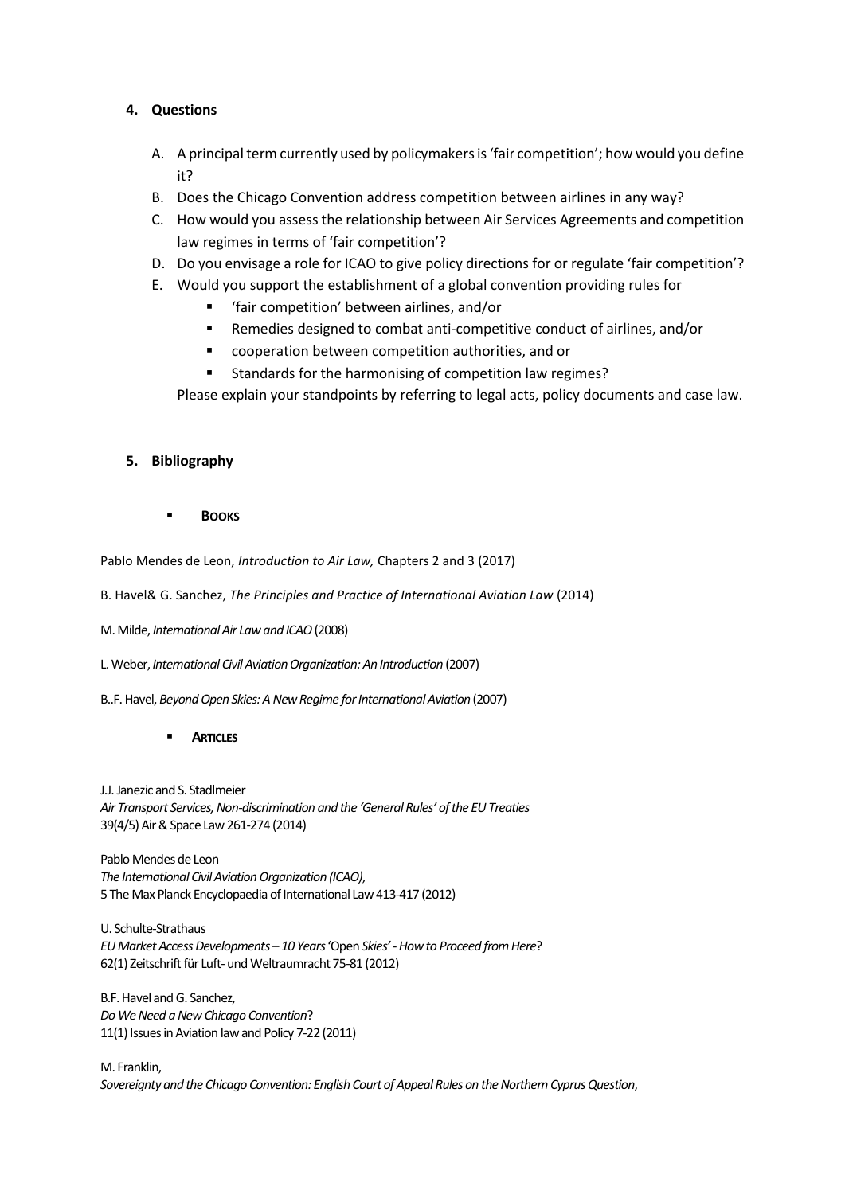## 4. Questions

A. A principal term currently used by policymakers is 'fair competition'; how would you define it?

B. Does the Chicago Convention address competition between airlines in any way?

C. How would you assess the relationship between Air Services Agreements and competition law regimes in terms of 'fair competition'?

D. Do you envisage a role for ICAO to give policy directions for or regulate 'fair competition'?

E. Would you support the establishment of a global convention providing rules for

- 'fair competition' between airlines, and/or
- Remedies designed to combat anti-competitive conduct of airlines, and/or
- cooperation between competition authorities, and or
- Standards for the harmonising of competition law regimes?

Please explain your standpoints by referring to legal acts, policy documents and case law.

## 5. Bibliography

- **BOOKS**

Pablo Mendes de Leon, *Introduction to Air Law,* Chapters 2 and 3 (2017)

B. Havel& G. Sanchez, *The Principles and Practice of International Aviation Law* (2014)

M. Milde, *International Air Law and ICAO* (2008)

L. Weber, *International Civil Aviation Organization: An Introduction* (2007)

B..F. Havel, *Beyond Open Skies: A New Regime for International Aviation* (2007)

- **ARTICLES**

J.J. Janezic and S. Stadlmeier
*Air Transport Services, Non-discrimination and the 'General Rules' of the EU Treaties*
39(4/5) Air & Space Law 261-274 (2014)

Pablo Mendes de Leon
*The International Civil Aviation Organization (ICAO),*
5 The Max Planck Encyclopaedia of International Law 413-417 (2012)

U. Schulte-Strathaus
*EU Market Access Developments – 10 Years* 'Open *Skies' - How to Proceed from Here*?
62(1) Zeitschrift für Luft- und Weltraumracht 75-81 (2012)

B.F. Havel and G. Sanchez,
*Do We Need a New Chicago Convention*?
11(1) Issues in Aviation law and Policy 7-22 (2011)

M. Franklin,
*Sovereignty and the Chicago Convention: English Court of Appeal Rules on the Northern Cyprus Question,*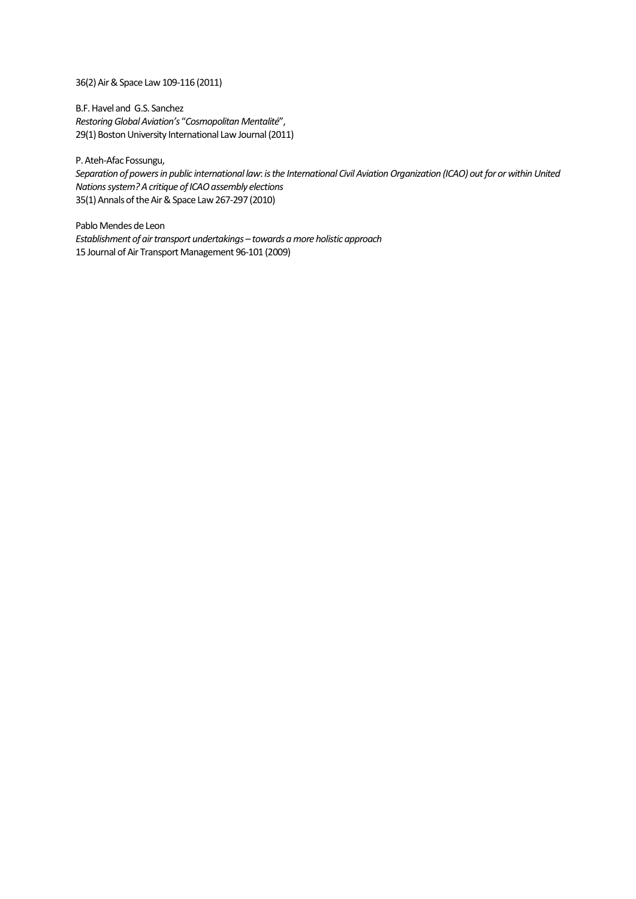36(2) Air & Space Law 109-116 (2011)

B.F. Havel and G.S. Sanchez
*Restoring Global Aviation's "Cosmopolitan Mentalité"*,
29(1) Boston University International Law Journal (2011)

P. Ateh-Afac Fossungu,
*Separation of powers in public international law: is the International Civil Aviation Organization (ICAO) out for or within United Nations system? A critique of ICAO assembly elections*
35(1) Annals of the Air & Space Law 267-297 (2010)

Pablo Mendes de Leon
*Establishment of air transport undertakings – towards a more holistic approach*
15 Journal of Air Transport Management 96-101 (2009)